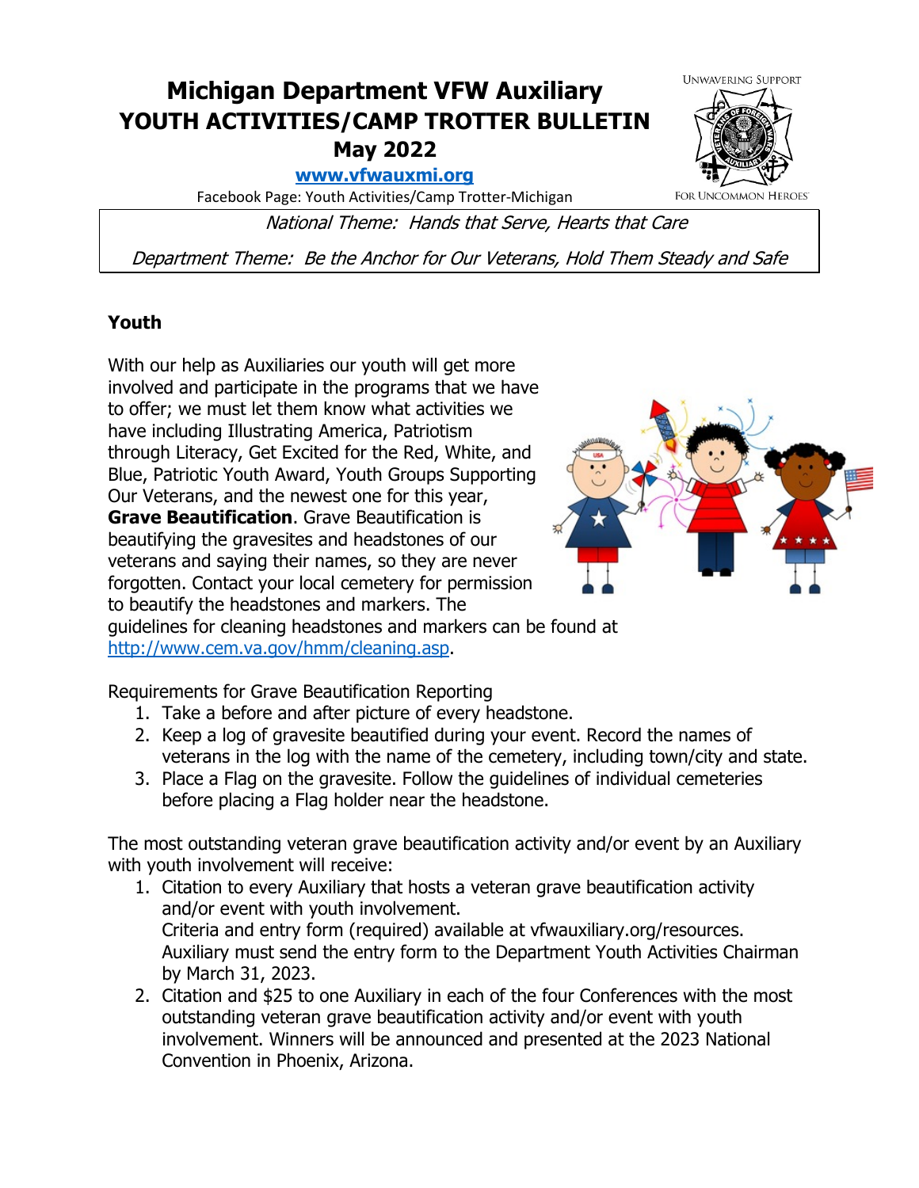# Michigan Department VFW Auxiliary
# YOUTH ACTIVITIES/CAMP TROTTER BULLETIN
## May 2022

**www.vfwauxmi.org**

Facebook Page: Youth Activities/Camp Trotter-Michigan

UNWAVERING SUPPORT FOR UNCOMMON HEROES

*National Theme: Hands that Serve, Hearts that Care*

*Department Theme: Be the Anchor for Our Veterans, Hold Them Steady and Safe*

### Youth

With our help as Auxiliaries our youth will get more involved and participate in the programs that we have to offer; we must let them know what activities we have including Illustrating America, Patriotism through Literacy, Get Excited for the Red, White, and Blue, Patriotic Youth Award, Youth Groups Supporting Our Veterans, and the newest one for this year, **Grave Beautification**. Grave Beautification is beautifying the gravesites and headstones of our veterans and saying their names, so they are never forgotten. Contact your local cemetery for permission to beautify the headstones and markers. The guidelines for cleaning headstones and markers can be found at http://www.cem.va.gov/hmm/cleaning.asp.

Requirements for Grave Beautification Reporting

1. Take a before and after picture of every headstone.
2. Keep a log of gravesite beautified during your event. Record the names of veterans in the log with the name of the cemetery, including town/city and state.
3. Place a Flag on the gravesite. Follow the guidelines of individual cemeteries before placing a Flag holder near the headstone.

The most outstanding veteran grave beautification activity and/or event by an Auxiliary with youth involvement will receive:

1. Citation to every Auxiliary that hosts a veteran grave beautification activity and/or event with youth involvement.
   Criteria and entry form (required) available at vfwauxiliary.org/resources.
   Auxiliary must send the entry form to the Department Youth Activities Chairman by March 31, 2023.
2. Citation and $25 to one Auxiliary in each of the four Conferences with the most outstanding veteran grave beautification activity and/or event with youth involvement. Winners will be announced and presented at the 2023 National Convention in Phoenix, Arizona.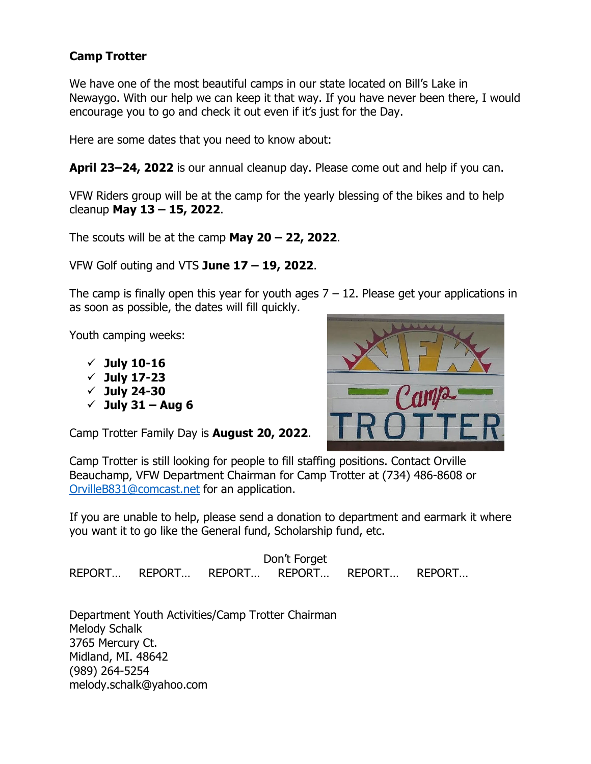**Camp Trotter**

We have one of the most beautiful camps in our state located on Bill's Lake in Newaygo. With our help we can keep it that way. If you have never been there, I would encourage you to go and check it out even if it's just for the Day.

Here are some dates that you need to know about:

**April 23–24, 2022** is our annual cleanup day. Please come out and help if you can.

VFW Riders group will be at the camp for the yearly blessing of the bikes and to help cleanup **May 13 – 15, 2022**.

The scouts will be at the camp **May 20 – 22, 2022**.

VFW Golf outing and VTS **June 17 – 19, 2022**.

The camp is finally open this year for youth ages 7 – 12. Please get your applications in as soon as possible, the dates will fill quickly.

Youth camping weeks:

- ✓ **July 10-16**
- ✓ **July 17-23**
- ✓ **July 24-30**
- ✓ **July 31 – Aug 6**

Camp Trotter Family Day is **August 20, 2022**.

Camp Trotter is still looking for people to fill staffing positions. Contact Orville Beauchamp, VFW Department Chairman for Camp Trotter at (734) 486-8608 or OrvilleB831@comcast.net for an application.

If you are unable to help, please send a donation to department and earmark it where you want it to go like the General fund, Scholarship fund, etc.

Don't Forget

REPORT… REPORT… REPORT… REPORT… REPORT… REPORT…

Department Youth Activities/Camp Trotter Chairman
Melody Schalk
3765 Mercury Ct.
Midland, MI. 48642
(989) 264-5254
melody.schalk@yahoo.com